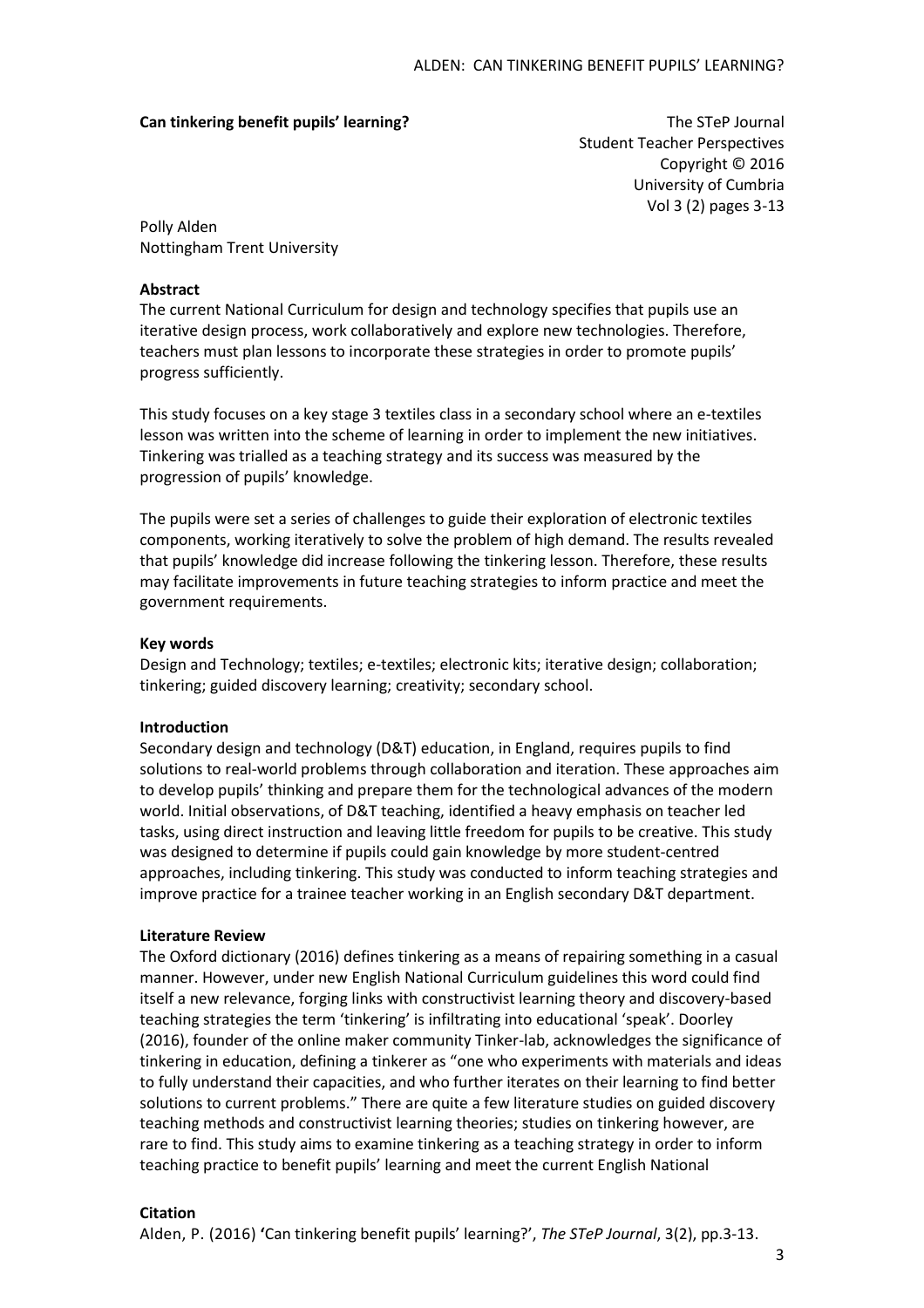**Can tinkering benefit pupils' learning?**

The STeP Journal
Student Teacher Perspectives
Copyright © 2016
University of Cumbria
Vol 3 (2) pages 3-13

Polly Alden
Nottingham Trent University

**Abstract**

The current National Curriculum for design and technology specifies that pupils use an iterative design process, work collaboratively and explore new technologies. Therefore, teachers must plan lessons to incorporate these strategies in order to promote pupils' progress sufficiently.

This study focuses on a key stage 3 textiles class in a secondary school where an e-textiles lesson was written into the scheme of learning in order to implement the new initiatives. Tinkering was trialled as a teaching strategy and its success was measured by the progression of pupils' knowledge.

The pupils were set a series of challenges to guide their exploration of electronic textiles components, working iteratively to solve the problem of high demand. The results revealed that pupils' knowledge did increase following the tinkering lesson. Therefore, these results may facilitate improvements in future teaching strategies to inform practice and meet the government requirements.

**Key words**

Design and Technology; textiles; e-textiles; electronic kits; iterative design; collaboration; tinkering; guided discovery learning; creativity; secondary school.

**Introduction**

Secondary design and technology (D&T) education, in England, requires pupils to find solutions to real-world problems through collaboration and iteration. These approaches aim to develop pupils' thinking and prepare them for the technological advances of the modern world. Initial observations, of D&T teaching, identified a heavy emphasis on teacher led tasks, using direct instruction and leaving little freedom for pupils to be creative. This study was designed to determine if pupils could gain knowledge by more student-centred approaches, including tinkering. This study was conducted to inform teaching strategies and improve practice for a trainee teacher working in an English secondary D&T department.

**Literature Review**

The Oxford dictionary (2016) defines tinkering as a means of repairing something in a casual manner. However, under new English National Curriculum guidelines this word could find itself a new relevance, forging links with constructivist learning theory and discovery-based teaching strategies the term 'tinkering' is infiltrating into educational 'speak'. Doorley (2016), founder of the online maker community Tinker-lab, acknowledges the significance of tinkering in education, defining a tinkerer as "one who experiments with materials and ideas to fully understand their capacities, and who further iterates on their learning to find better solutions to current problems." There are quite a few literature studies on guided discovery teaching methods and constructivist learning theories; studies on tinkering however, are rare to find. This study aims to examine tinkering as a teaching strategy in order to inform teaching practice to benefit pupils' learning and meet the current English National

**Citation**

Alden, P. (2016) 'Can tinkering benefit pupils' learning?', *The STeP Journal*, 3(2), pp.3-13.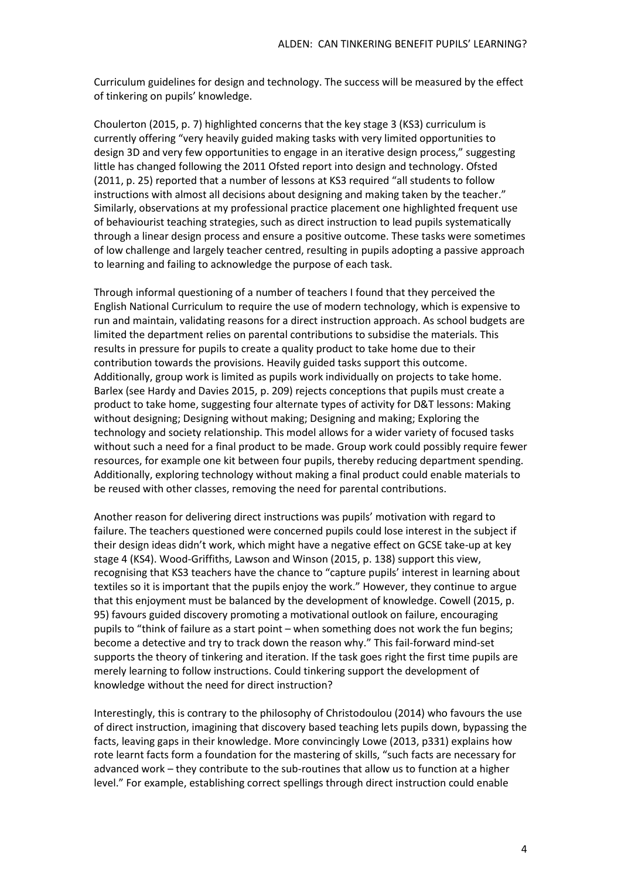Curriculum guidelines for design and technology. The success will be measured by the effect of tinkering on pupils' knowledge.

Choulerton (2015, p. 7) highlighted concerns that the key stage 3 (KS3) curriculum is currently offering "very heavily guided making tasks with very limited opportunities to design 3D and very few opportunities to engage in an iterative design process," suggesting little has changed following the 2011 Ofsted report into design and technology. Ofsted (2011, p. 25) reported that a number of lessons at KS3 required "all students to follow instructions with almost all decisions about designing and making taken by the teacher." Similarly, observations at my professional practice placement one highlighted frequent use of behaviourist teaching strategies, such as direct instruction to lead pupils systematically through a linear design process and ensure a positive outcome. These tasks were sometimes of low challenge and largely teacher centred, resulting in pupils adopting a passive approach to learning and failing to acknowledge the purpose of each task.

Through informal questioning of a number of teachers I found that they perceived the English National Curriculum to require the use of modern technology, which is expensive to run and maintain, validating reasons for a direct instruction approach. As school budgets are limited the department relies on parental contributions to subsidise the materials. This results in pressure for pupils to create a quality product to take home due to their contribution towards the provisions. Heavily guided tasks support this outcome. Additionally, group work is limited as pupils work individually on projects to take home. Barlex (see Hardy and Davies 2015, p. 209) rejects conceptions that pupils must create a product to take home, suggesting four alternate types of activity for D&T lessons: Making without designing; Designing without making; Designing and making; Exploring the technology and society relationship. This model allows for a wider variety of focused tasks without such a need for a final product to be made. Group work could possibly require fewer resources, for example one kit between four pupils, thereby reducing department spending. Additionally, exploring technology without making a final product could enable materials to be reused with other classes, removing the need for parental contributions.

Another reason for delivering direct instructions was pupils' motivation with regard to failure. The teachers questioned were concerned pupils could lose interest in the subject if their design ideas didn't work, which might have a negative effect on GCSE take-up at key stage 4 (KS4). Wood-Griffiths, Lawson and Winson (2015, p. 138) support this view, recognising that KS3 teachers have the chance to "capture pupils' interest in learning about textiles so it is important that the pupils enjoy the work." However, they continue to argue that this enjoyment must be balanced by the development of knowledge. Cowell (2015, p. 95) favours guided discovery promoting a motivational outlook on failure, encouraging pupils to "think of failure as a start point – when something does not work the fun begins; become a detective and try to track down the reason why." This fail-forward mind-set supports the theory of tinkering and iteration. If the task goes right the first time pupils are merely learning to follow instructions. Could tinkering support the development of knowledge without the need for direct instruction?

Interestingly, this is contrary to the philosophy of Christodoulou (2014) who favours the use of direct instruction, imagining that discovery based teaching lets pupils down, bypassing the facts, leaving gaps in their knowledge. More convincingly Lowe (2013, p331) explains how rote learnt facts form a foundation for the mastering of skills, "such facts are necessary for advanced work – they contribute to the sub-routines that allow us to function at a higher level." For example, establishing correct spellings through direct instruction could enable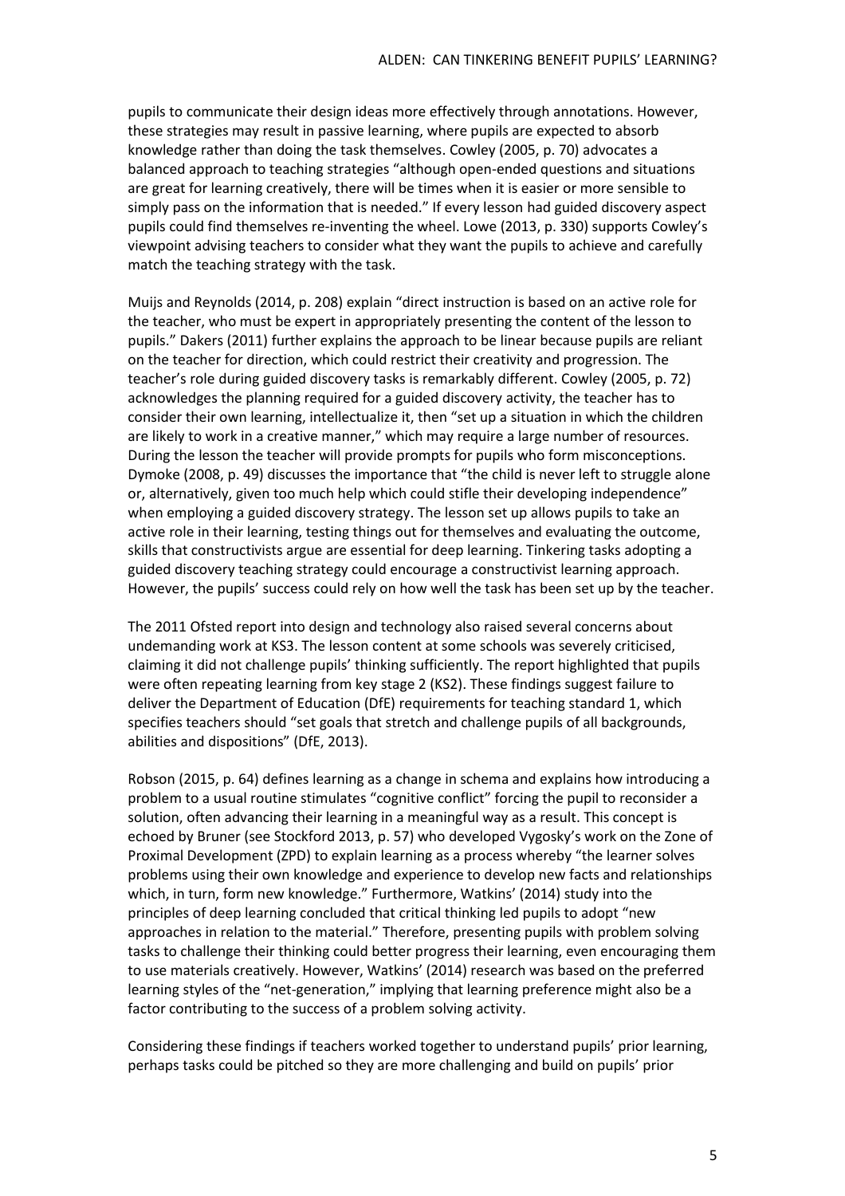pupils to communicate their design ideas more effectively through annotations. However, these strategies may result in passive learning, where pupils are expected to absorb knowledge rather than doing the task themselves. Cowley (2005, p. 70) advocates a balanced approach to teaching strategies "although open-ended questions and situations are great for learning creatively, there will be times when it is easier or more sensible to simply pass on the information that is needed." If every lesson had guided discovery aspect pupils could find themselves re-inventing the wheel. Lowe (2013, p. 330) supports Cowley's viewpoint advising teachers to consider what they want the pupils to achieve and carefully match the teaching strategy with the task.

Muijs and Reynolds (2014, p. 208) explain "direct instruction is based on an active role for the teacher, who must be expert in appropriately presenting the content of the lesson to pupils." Dakers (2011) further explains the approach to be linear because pupils are reliant on the teacher for direction, which could restrict their creativity and progression. The teacher's role during guided discovery tasks is remarkably different. Cowley (2005, p. 72) acknowledges the planning required for a guided discovery activity, the teacher has to consider their own learning, intellectualize it, then "set up a situation in which the children are likely to work in a creative manner," which may require a large number of resources. During the lesson the teacher will provide prompts for pupils who form misconceptions. Dymoke (2008, p. 49) discusses the importance that "the child is never left to struggle alone or, alternatively, given too much help which could stifle their developing independence" when employing a guided discovery strategy. The lesson set up allows pupils to take an active role in their learning, testing things out for themselves and evaluating the outcome, skills that constructivists argue are essential for deep learning. Tinkering tasks adopting a guided discovery teaching strategy could encourage a constructivist learning approach. However, the pupils' success could rely on how well the task has been set up by the teacher.

The 2011 Ofsted report into design and technology also raised several concerns about undemanding work at KS3. The lesson content at some schools was severely criticised, claiming it did not challenge pupils' thinking sufficiently. The report highlighted that pupils were often repeating learning from key stage 2 (KS2). These findings suggest failure to deliver the Department of Education (DfE) requirements for teaching standard 1, which specifies teachers should "set goals that stretch and challenge pupils of all backgrounds, abilities and dispositions" (DfE, 2013).

Robson (2015, p. 64) defines learning as a change in schema and explains how introducing a problem to a usual routine stimulates "cognitive conflict" forcing the pupil to reconsider a solution, often advancing their learning in a meaningful way as a result. This concept is echoed by Bruner (see Stockford 2013, p. 57) who developed Vygosky's work on the Zone of Proximal Development (ZPD) to explain learning as a process whereby "the learner solves problems using their own knowledge and experience to develop new facts and relationships which, in turn, form new knowledge." Furthermore, Watkins' (2014) study into the principles of deep learning concluded that critical thinking led pupils to adopt "new approaches in relation to the material." Therefore, presenting pupils with problem solving tasks to challenge their thinking could better progress their learning, even encouraging them to use materials creatively. However, Watkins' (2014) research was based on the preferred learning styles of the "net-generation," implying that learning preference might also be a factor contributing to the success of a problem solving activity.

Considering these findings if teachers worked together to understand pupils' prior learning, perhaps tasks could be pitched so they are more challenging and build on pupils' prior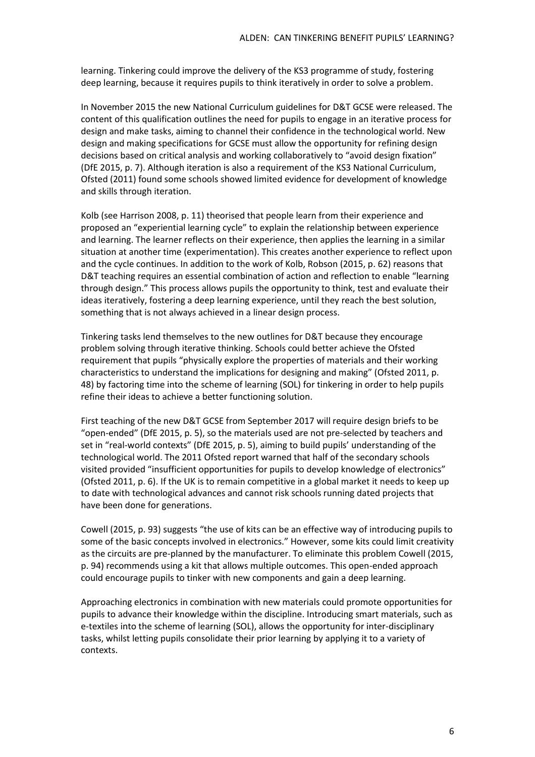learning. Tinkering could improve the delivery of the KS3 programme of study, fostering deep learning, because it requires pupils to think iteratively in order to solve a problem.

In November 2015 the new National Curriculum guidelines for D&T GCSE were released. The content of this qualification outlines the need for pupils to engage in an iterative process for design and make tasks, aiming to channel their confidence in the technological world. New design and making specifications for GCSE must allow the opportunity for refining design decisions based on critical analysis and working collaboratively to "avoid design fixation" (DfE 2015, p. 7). Although iteration is also a requirement of the KS3 National Curriculum, Ofsted (2011) found some schools showed limited evidence for development of knowledge and skills through iteration.

Kolb (see Harrison 2008, p. 11) theorised that people learn from their experience and proposed an "experiential learning cycle" to explain the relationship between experience and learning. The learner reflects on their experience, then applies the learning in a similar situation at another time (experimentation). This creates another experience to reflect upon and the cycle continues. In addition to the work of Kolb, Robson (2015, p. 62) reasons that D&T teaching requires an essential combination of action and reflection to enable "learning through design." This process allows pupils the opportunity to think, test and evaluate their ideas iteratively, fostering a deep learning experience, until they reach the best solution, something that is not always achieved in a linear design process.

Tinkering tasks lend themselves to the new outlines for D&T because they encourage problem solving through iterative thinking. Schools could better achieve the Ofsted requirement that pupils "physically explore the properties of materials and their working characteristics to understand the implications for designing and making" (Ofsted 2011, p. 48) by factoring time into the scheme of learning (SOL) for tinkering in order to help pupils refine their ideas to achieve a better functioning solution.

First teaching of the new D&T GCSE from September 2017 will require design briefs to be "open-ended" (DfE 2015, p. 5), so the materials used are not pre-selected by teachers and set in "real-world contexts" (DfE 2015, p. 5), aiming to build pupils' understanding of the technological world. The 2011 Ofsted report warned that half of the secondary schools visited provided "insufficient opportunities for pupils to develop knowledge of electronics" (Ofsted 2011, p. 6). If the UK is to remain competitive in a global market it needs to keep up to date with technological advances and cannot risk schools running dated projects that have been done for generations.

Cowell (2015, p. 93) suggests "the use of kits can be an effective way of introducing pupils to some of the basic concepts involved in electronics." However, some kits could limit creativity as the circuits are pre-planned by the manufacturer. To eliminate this problem Cowell (2015, p. 94) recommends using a kit that allows multiple outcomes. This open-ended approach could encourage pupils to tinker with new components and gain a deep learning.

Approaching electronics in combination with new materials could promote opportunities for pupils to advance their knowledge within the discipline. Introducing smart materials, such as e-textiles into the scheme of learning (SOL), allows the opportunity for inter-disciplinary tasks, whilst letting pupils consolidate their prior learning by applying it to a variety of contexts.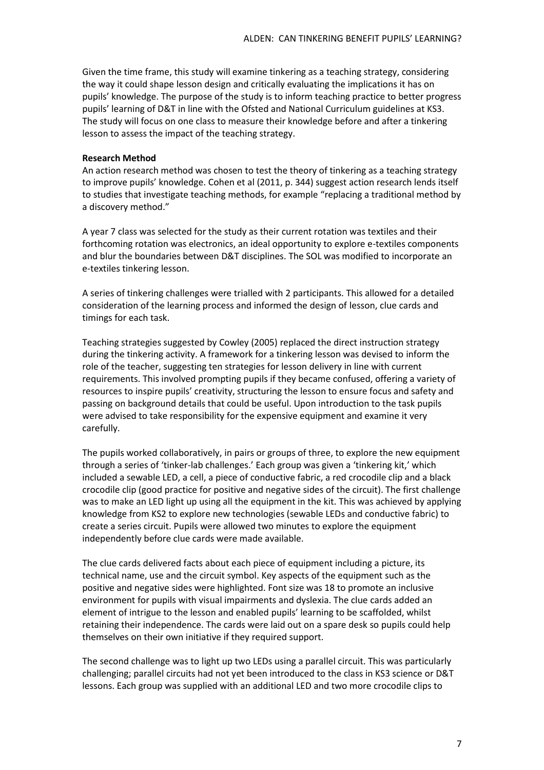Given the time frame, this study will examine tinkering as a teaching strategy, considering the way it could shape lesson design and critically evaluating the implications it has on pupils' knowledge. The purpose of the study is to inform teaching practice to better progress pupils' learning of D&T in line with the Ofsted and National Curriculum guidelines at KS3. The study will focus on one class to measure their knowledge before and after a tinkering lesson to assess the impact of the teaching strategy.

**Research Method**

An action research method was chosen to test the theory of tinkering as a teaching strategy to improve pupils' knowledge. Cohen et al (2011, p. 344) suggest action research lends itself to studies that investigate teaching methods, for example "replacing a traditional method by a discovery method."

A year 7 class was selected for the study as their current rotation was textiles and their forthcoming rotation was electronics, an ideal opportunity to explore e-textiles components and blur the boundaries between D&T disciplines. The SOL was modified to incorporate an e-textiles tinkering lesson.

A series of tinkering challenges were trialled with 2 participants. This allowed for a detailed consideration of the learning process and informed the design of lesson, clue cards and timings for each task.

Teaching strategies suggested by Cowley (2005) replaced the direct instruction strategy during the tinkering activity. A framework for a tinkering lesson was devised to inform the role of the teacher, suggesting ten strategies for lesson delivery in line with current requirements. This involved prompting pupils if they became confused, offering a variety of resources to inspire pupils' creativity, structuring the lesson to ensure focus and safety and passing on background details that could be useful. Upon introduction to the task pupils were advised to take responsibility for the expensive equipment and examine it very carefully.

The pupils worked collaboratively, in pairs or groups of three, to explore the new equipment through a series of 'tinker-lab challenges.' Each group was given a 'tinkering kit,' which included a sewable LED, a cell, a piece of conductive fabric, a red crocodile clip and a black crocodile clip (good practice for positive and negative sides of the circuit). The first challenge was to make an LED light up using all the equipment in the kit. This was achieved by applying knowledge from KS2 to explore new technologies (sewable LEDs and conductive fabric) to create a series circuit. Pupils were allowed two minutes to explore the equipment independently before clue cards were made available.

The clue cards delivered facts about each piece of equipment including a picture, its technical name, use and the circuit symbol. Key aspects of the equipment such as the positive and negative sides were highlighted. Font size was 18 to promote an inclusive environment for pupils with visual impairments and dyslexia. The clue cards added an element of intrigue to the lesson and enabled pupils' learning to be scaffolded, whilst retaining their independence. The cards were laid out on a spare desk so pupils could help themselves on their own initiative if they required support.

The second challenge was to light up two LEDs using a parallel circuit. This was particularly challenging; parallel circuits had not yet been introduced to the class in KS3 science or D&T lessons. Each group was supplied with an additional LED and two more crocodile clips to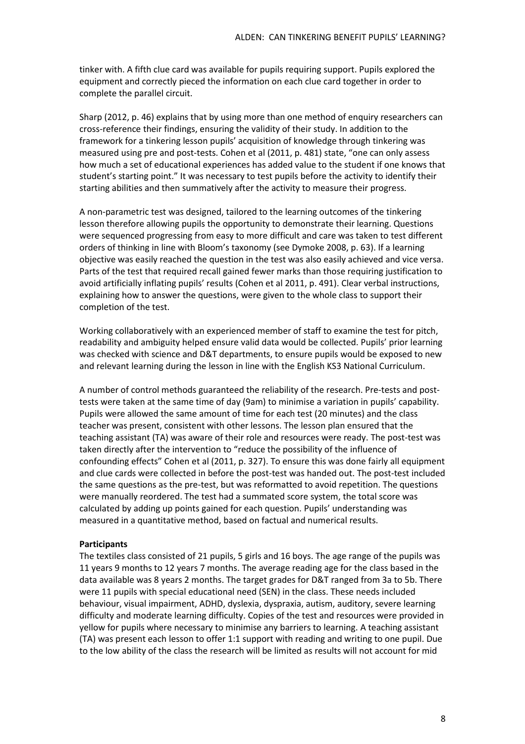tinker with. A fifth clue card was available for pupils requiring support. Pupils explored the equipment and correctly pieced the information on each clue card together in order to complete the parallel circuit.

Sharp (2012, p. 46) explains that by using more than one method of enquiry researchers can cross-reference their findings, ensuring the validity of their study. In addition to the framework for a tinkering lesson pupils' acquisition of knowledge through tinkering was measured using pre and post-tests. Cohen et al (2011, p. 481) state, "one can only assess how much a set of educational experiences has added value to the student if one knows that student's starting point." It was necessary to test pupils before the activity to identify their starting abilities and then summatively after the activity to measure their progress.

A non-parametric test was designed, tailored to the learning outcomes of the tinkering lesson therefore allowing pupils the opportunity to demonstrate their learning. Questions were sequenced progressing from easy to more difficult and care was taken to test different orders of thinking in line with Bloom's taxonomy (see Dymoke 2008, p. 63). If a learning objective was easily reached the question in the test was also easily achieved and vice versa. Parts of the test that required recall gained fewer marks than those requiring justification to avoid artificially inflating pupils' results (Cohen et al 2011, p. 491). Clear verbal instructions, explaining how to answer the questions, were given to the whole class to support their completion of the test.

Working collaboratively with an experienced member of staff to examine the test for pitch, readability and ambiguity helped ensure valid data would be collected. Pupils' prior learning was checked with science and D&T departments, to ensure pupils would be exposed to new and relevant learning during the lesson in line with the English KS3 National Curriculum.

A number of control methods guaranteed the reliability of the research. Pre-tests and post-tests were taken at the same time of day (9am) to minimise a variation in pupils' capability. Pupils were allowed the same amount of time for each test (20 minutes) and the class teacher was present, consistent with other lessons. The lesson plan ensured that the teaching assistant (TA) was aware of their role and resources were ready. The post-test was taken directly after the intervention to "reduce the possibility of the influence of confounding effects" Cohen et al (2011, p. 327). To ensure this was done fairly all equipment and clue cards were collected in before the post-test was handed out. The post-test included the same questions as the pre-test, but was reformatted to avoid repetition. The questions were manually reordered. The test had a summated score system, the total score was calculated by adding up points gained for each question. Pupils' understanding was measured in a quantitative method, based on factual and numerical results.

**Participants**

The textiles class consisted of 21 pupils, 5 girls and 16 boys. The age range of the pupils was 11 years 9 months to 12 years 7 months. The average reading age for the class based in the data available was 8 years 2 months. The target grades for D&T ranged from 3a to 5b. There were 11 pupils with special educational need (SEN) in the class. These needs included behaviour, visual impairment, ADHD, dyslexia, dyspraxia, autism, auditory, severe learning difficulty and moderate learning difficulty. Copies of the test and resources were provided in yellow for pupils where necessary to minimise any barriers to learning. A teaching assistant (TA) was present each lesson to offer 1:1 support with reading and writing to one pupil. Due to the low ability of the class the research will be limited as results will not account for mid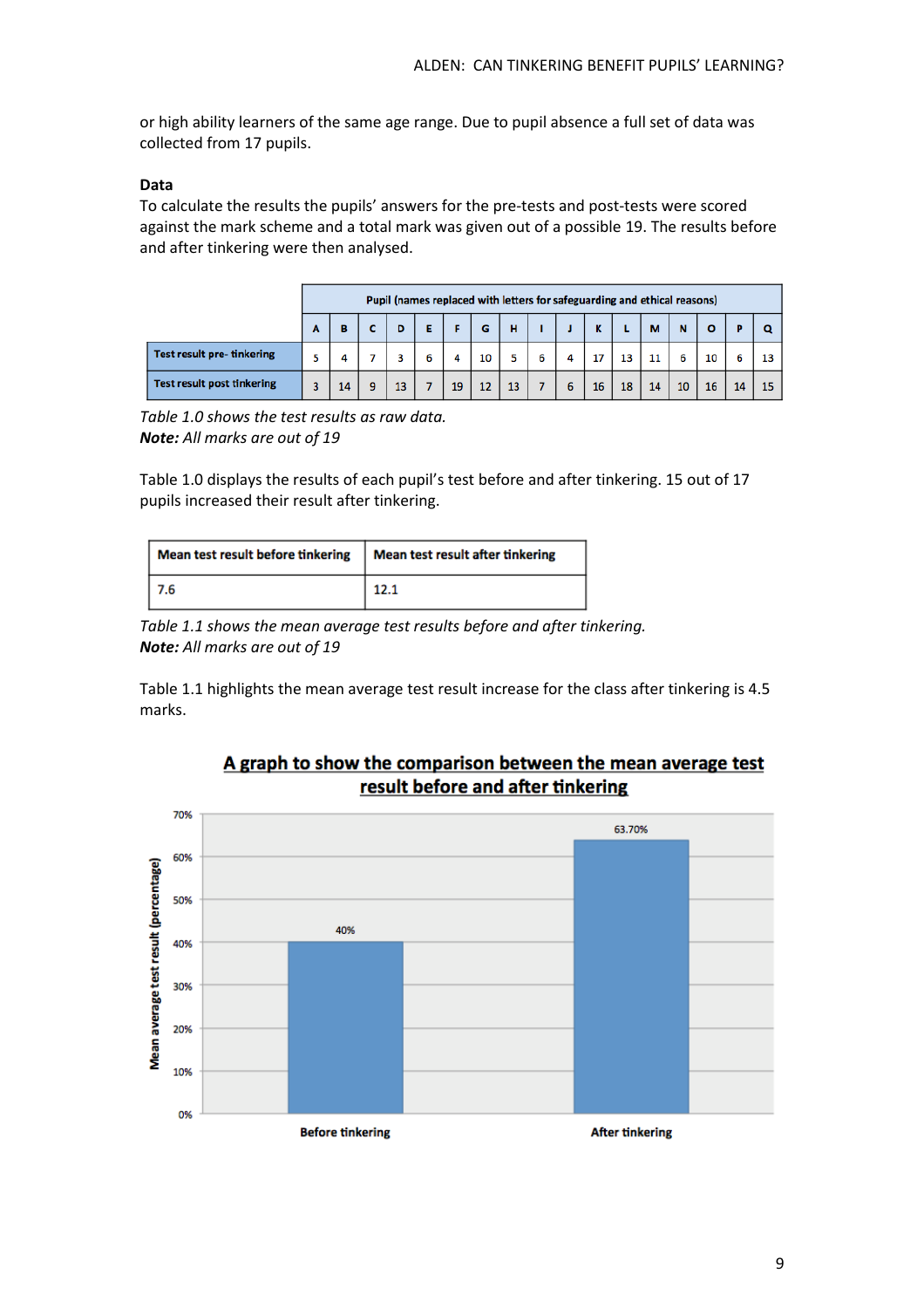or high ability learners of the same age range. Due to pupil absence a full set of data was collected from 17 pupils.

**Data**

To calculate the results the pupils' answers for the pre-tests and post-tests were scored against the mark scheme and a total mark was given out of a possible 19. The results before and after tinkering were then analysed.

| | Pupil (names replaced with letters for safeguarding and ethical reasons) | | | | | | | | | | | | | | | | |
|---|---|---|---|---|---|---|---|---|---|---|---|---|---|---|---|---|---|
| | A | B | C | D | E | F | G | H | I | J | K | L | M | N | O | P | Q |
| Test result pre- tinkering | 5 | 4 | 7 | 3 | 6 | 4 | 10 | 5 | 6 | 4 | 17 | 13 | 11 | 6 | 10 | 6 | 13 |
| Test result post tinkering | 3 | 14 | 9 | 13 | 7 | 19 | 12 | 13 | 7 | 6 | 16 | 18 | 14 | 10 | 16 | 14 | 15 |

*Table 1.0 shows the test results as raw data.*
***Note:** All marks are out of 19*

Table 1.0 displays the results of each pupil's test before and after tinkering. 15 out of 17 pupils increased their result after tinkering.

| Mean test result before tinkering | Mean test result after tinkering |
|---|---|
| 7.6 | 12.1 |

*Table 1.1 shows the mean average test results before and after tinkering.*
***Note:** All marks are out of 19*

Table 1.1 highlights the mean average test result increase for the class after tinkering is 4.5 marks.

**A graph to show the comparison between the mean average test result before and after tinkering**

| | Mean average test result (percentage) |
|---|---|
| Before tinkering | 40% |
| After tinkering | 63.70% |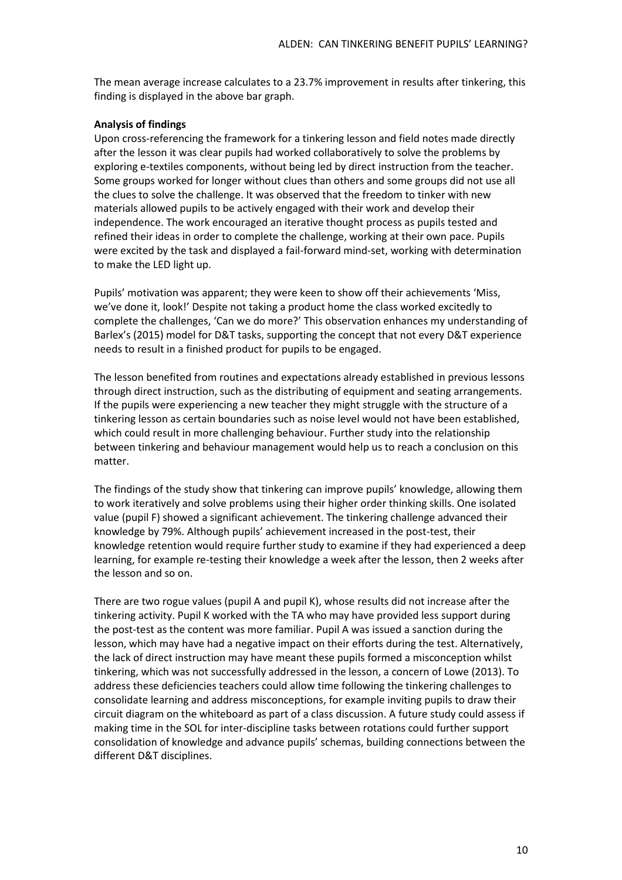The mean average increase calculates to a 23.7% improvement in results after tinkering, this finding is displayed in the above bar graph.

**Analysis of findings**

Upon cross-referencing the framework for a tinkering lesson and field notes made directly after the lesson it was clear pupils had worked collaboratively to solve the problems by exploring e-textiles components, without being led by direct instruction from the teacher. Some groups worked for longer without clues than others and some groups did not use all the clues to solve the challenge. It was observed that the freedom to tinker with new materials allowed pupils to be actively engaged with their work and develop their independence. The work encouraged an iterative thought process as pupils tested and refined their ideas in order to complete the challenge, working at their own pace. Pupils were excited by the task and displayed a fail-forward mind-set, working with determination to make the LED light up.

Pupils' motivation was apparent; they were keen to show off their achievements 'Miss, we've done it, look!' Despite not taking a product home the class worked excitedly to complete the challenges, 'Can we do more?' This observation enhances my understanding of Barlex's (2015) model for D&T tasks, supporting the concept that not every D&T experience needs to result in a finished product for pupils to be engaged.

The lesson benefited from routines and expectations already established in previous lessons through direct instruction, such as the distributing of equipment and seating arrangements. If the pupils were experiencing a new teacher they might struggle with the structure of a tinkering lesson as certain boundaries such as noise level would not have been established, which could result in more challenging behaviour. Further study into the relationship between tinkering and behaviour management would help us to reach a conclusion on this matter.

The findings of the study show that tinkering can improve pupils' knowledge, allowing them to work iteratively and solve problems using their higher order thinking skills. One isolated value (pupil F) showed a significant achievement. The tinkering challenge advanced their knowledge by 79%. Although pupils' achievement increased in the post-test, their knowledge retention would require further study to examine if they had experienced a deep learning, for example re-testing their knowledge a week after the lesson, then 2 weeks after the lesson and so on.

There are two rogue values (pupil A and pupil K), whose results did not increase after the tinkering activity. Pupil K worked with the TA who may have provided less support during the post-test as the content was more familiar. Pupil A was issued a sanction during the lesson, which may have had a negative impact on their efforts during the test. Alternatively, the lack of direct instruction may have meant these pupils formed a misconception whilst tinkering, which was not successfully addressed in the lesson, a concern of Lowe (2013). To address these deficiencies teachers could allow time following the tinkering challenges to consolidate learning and address misconceptions, for example inviting pupils to draw their circuit diagram on the whiteboard as part of a class discussion. A future study could assess if making time in the SOL for inter-discipline tasks between rotations could further support consolidation of knowledge and advance pupils' schemas, building connections between the different D&T disciplines.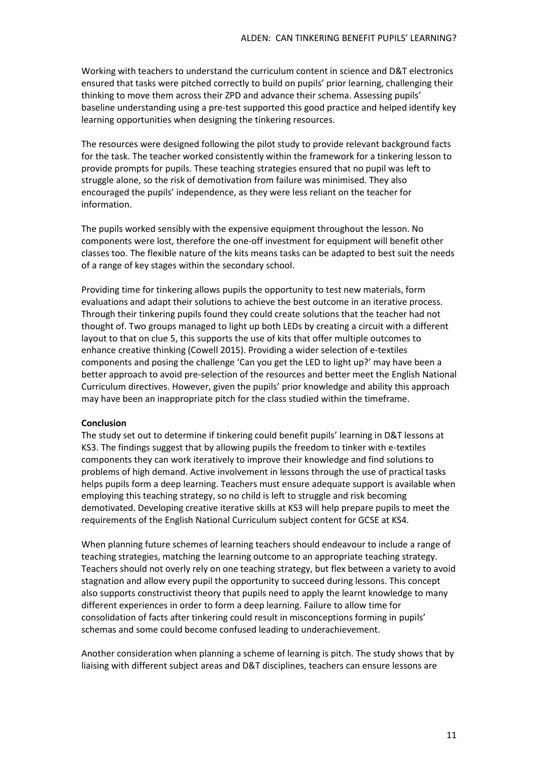Working with teachers to understand the curriculum content in science and D&T electronics ensured that tasks were pitched correctly to build on pupils' prior learning, challenging their thinking to move them across their ZPD and advance their schema. Assessing pupils' baseline understanding using a pre-test supported this good practice and helped identify key learning opportunities when designing the tinkering resources.

The resources were designed following the pilot study to provide relevant background facts for the task. The teacher worked consistently within the framework for a tinkering lesson to provide prompts for pupils. These teaching strategies ensured that no pupil was left to struggle alone, so the risk of demotivation from failure was minimised. They also encouraged the pupils' independence, as they were less reliant on the teacher for information.

The pupils worked sensibly with the expensive equipment throughout the lesson. No components were lost, therefore the one-off investment for equipment will benefit other classes too. The flexible nature of the kits means tasks can be adapted to best suit the needs of a range of key stages within the secondary school.

Providing time for tinkering allows pupils the opportunity to test new materials, form evaluations and adapt their solutions to achieve the best outcome in an iterative process. Through their tinkering pupils found they could create solutions that the teacher had not thought of. Two groups managed to light up both LEDs by creating a circuit with a different layout to that on clue 5, this supports the use of kits that offer multiple outcomes to enhance creative thinking (Cowell 2015). Providing a wider selection of e-textiles components and posing the challenge 'Can you get the LED to light up?' may have been a better approach to avoid pre-selection of the resources and better meet the English National Curriculum directives. However, given the pupils' prior knowledge and ability this approach may have been an inappropriate pitch for the class studied within the timeframe.

**Conclusion**

The study set out to determine if tinkering could benefit pupils' learning in D&T lessons at KS3. The findings suggest that by allowing pupils the freedom to tinker with e-textiles components they can work iteratively to improve their knowledge and find solutions to problems of high demand. Active involvement in lessons through the use of practical tasks helps pupils form a deep learning. Teachers must ensure adequate support is available when employing this teaching strategy, so no child is left to struggle and risk becoming demotivated. Developing creative iterative skills at KS3 will help prepare pupils to meet the requirements of the English National Curriculum subject content for GCSE at KS4.

When planning future schemes of learning teachers should endeavour to include a range of teaching strategies, matching the learning outcome to an appropriate teaching strategy. Teachers should not overly rely on one teaching strategy, but flex between a variety to avoid stagnation and allow every pupil the opportunity to succeed during lessons. This concept also supports constructivist theory that pupils need to apply the learnt knowledge to many different experiences in order to form a deep learning. Failure to allow time for consolidation of facts after tinkering could result in misconceptions forming in pupils' schemas and some could become confused leading to underachievement.

Another consideration when planning a scheme of learning is pitch. The study shows that by liaising with different subject areas and D&T disciplines, teachers can ensure lessons are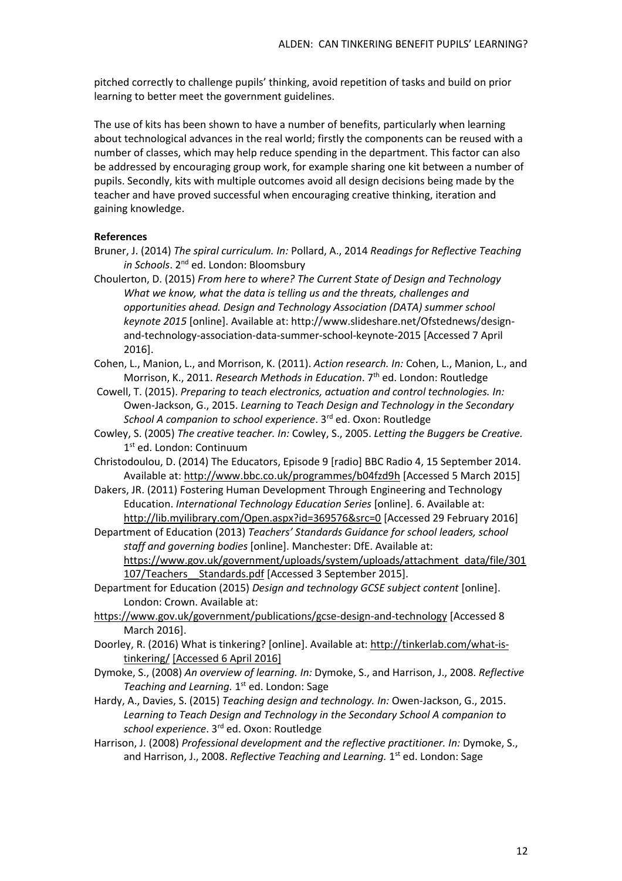pitched correctly to challenge pupils' thinking, avoid repetition of tasks and build on prior learning to better meet the government guidelines.

The use of kits has been shown to have a number of benefits, particularly when learning about technological advances in the real world; firstly the components can be reused with a number of classes, which may help reduce spending in the department. This factor can also be addressed by encouraging group work, for example sharing one kit between a number of pupils. Secondly, kits with multiple outcomes avoid all design decisions being made by the teacher and have proved successful when encouraging creative thinking, iteration and gaining knowledge.

**References**

Bruner, J. (2014) *The spiral curriculum. In:* Pollard, A., 2014 *Readings for Reflective Teaching in Schools*. 2nd ed. London: Bloomsbury

Choulerton, D. (2015) *From here to where? The Current State of Design and Technology What we know, what the data is telling us and the threats, challenges and opportunities ahead. Design and Technology Association (DATA) summer school keynote 2015* [online]. Available at: http://www.slideshare.net/Ofstednews/design-and-technology-association-data-summer-school-keynote-2015 [Accessed 7 April 2016].

Cohen, L., Manion, L., and Morrison, K. (2011). *Action research. In:* Cohen, L., Manion, L., and Morrison, K., 2011. *Research Methods in Education*. 7th ed. London: Routledge

Cowell, T. (2015). *Preparing to teach electronics, actuation and control technologies. In:* Owen-Jackson, G., 2015. *Learning to Teach Design and Technology in the Secondary School A companion to school experience*. 3rd ed. Oxon: Routledge

Cowley, S. (2005) *The creative teacher. In:* Cowley, S., 2005. *Letting the Buggers be Creative.* 1st ed. London: Continuum

Christodoulou, D. (2014) The Educators, Episode 9 [radio] BBC Radio 4, 15 September 2014. Available at: http://www.bbc.co.uk/programmes/b04fzd9h [Accessed 5 March 2015]

Dakers, JR. (2011) Fostering Human Development Through Engineering and Technology Education. *International Technology Education Series* [online]. 6. Available at: http://lib.myilibrary.com/Open.aspx?id=369576&src=0 [Accessed 29 February 2016]

Department of Education (2013) *Teachers' Standards Guidance for school leaders, school staff and governing bodies* [online]. Manchester: DfE. Available at: https://www.gov.uk/government/uploads/system/uploads/attachment_data/file/301107/Teachers__Standards.pdf [Accessed 3 September 2015].

Department for Education (2015) *Design and technology GCSE subject content* [online]. London: Crown. Available at: https://www.gov.uk/government/publications/gcse-design-and-technology [Accessed 8 March 2016].

Doorley, R. (2016) What is tinkering? [online]. Available at: http://tinkerlab.com/what-is-tinkering/ [Accessed 6 April 2016]

Dymoke, S., (2008) *An overview of learning. In:* Dymoke, S., and Harrison, J., 2008. *Reflective Teaching and Learning.* 1st ed. London: Sage

Hardy, A., Davies, S. (2015) *Teaching design and technology. In:* Owen-Jackson, G., 2015. *Learning to Teach Design and Technology in the Secondary School A companion to school experience*. 3rd ed. Oxon: Routledge

Harrison, J. (2008) *Professional development and the reflective practitioner. In:* Dymoke, S., and Harrison, J., 2008. *Reflective Teaching and Learning.* 1st ed. London: Sage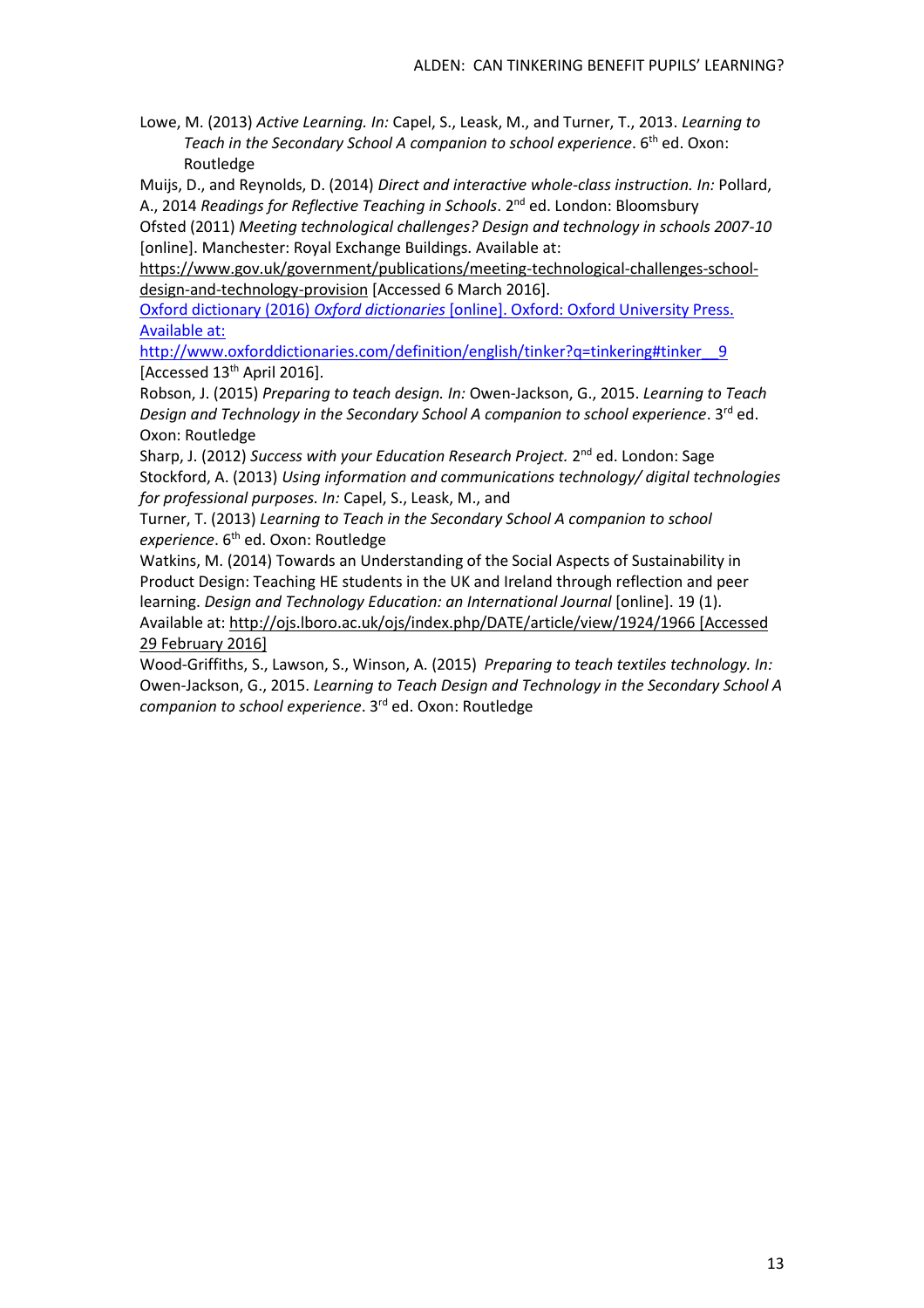Lowe, M. (2013) *Active Learning. In:* Capel, S., Leask, M., and Turner, T., 2013. *Learning to Teach in the Secondary School A companion to school experience*. 6th ed. Oxon: Routledge

Muijs, D., and Reynolds, D. (2014) *Direct and interactive whole-class instruction. In:* Pollard, A., 2014 *Readings for Reflective Teaching in Schools*. 2nd ed. London: Bloomsbury

Ofsted (2011) *Meeting technological challenges? Design and technology in schools 2007-10* [online]. Manchester: Royal Exchange Buildings. Available at: https://www.gov.uk/government/publications/meeting-technological-challenges-school-design-and-technology-provision [Accessed 6 March 2016].

Oxford dictionary (2016) *Oxford dictionaries* [online]. Oxford: Oxford University Press. Available at: http://www.oxforddictionaries.com/definition/english/tinker?q=tinkering#tinker__9 [Accessed 13th April 2016].

Robson, J. (2015) *Preparing to teach design. In:* Owen-Jackson, G., 2015. *Learning to Teach Design and Technology in the Secondary School A companion to school experience*. 3rd ed. Oxon: Routledge

Sharp, J. (2012) *Success with your Education Research Project.* 2nd ed. London: Sage

Stockford, A. (2013) *Using information and communications technology/ digital technologies for professional purposes. In:* Capel, S., Leask, M., and Turner, T. (2013) *Learning to Teach in the Secondary School A companion to school experience*. 6th ed. Oxon: Routledge

Watkins, M. (2014) Towards an Understanding of the Social Aspects of Sustainability in Product Design: Teaching HE students in the UK and Ireland through reflection and peer learning. *Design and Technology Education: an International Journal* [online]. 19 (1). Available at: http://ojs.lboro.ac.uk/ojs/index.php/DATE/article/view/1924/1966 [Accessed 29 February 2016]

Wood-Griffiths, S., Lawson, S., Winson, A. (2015) *Preparing to teach textiles technology. In:* Owen-Jackson, G., 2015. *Learning to Teach Design and Technology in the Secondary School A companion to school experience*. 3rd ed. Oxon: Routledge